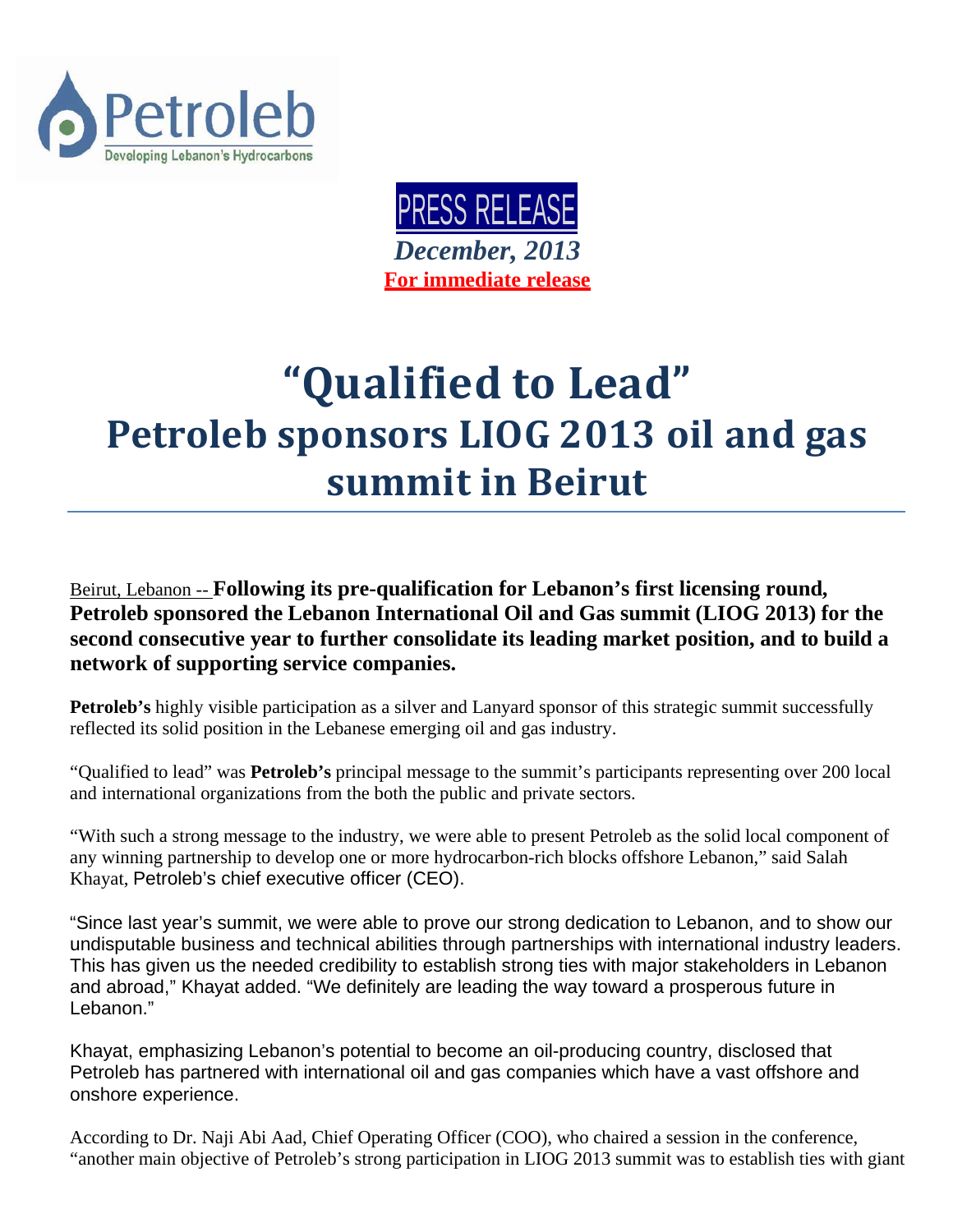Petroleb

Developing Lebanon's Hydrocarbons

PRESS RELEASE

*December, 2013*

**For immediate release**

# "Qualified to Lead"

## Petroleb sponsors LIOG 2013 oil and gas summit in Beirut

Beirut, Lebanon -- **Following its pre-qualification for Lebanon's first licensing round, Petroleb sponsored the Lebanon International Oil and Gas summit (LIOG 2013) for the second consecutive year to further consolidate its leading market position, and to build a network of supporting service companies.**

**Petroleb's** highly visible participation as a silver and Lanyard sponsor of this strategic summit successfully reflected its solid position in the Lebanese emerging oil and gas industry.

"Qualified to lead" was **Petroleb's** principal message to the summit's participants representing over 200 local and international organizations from the both the public and private sectors.

"With such a strong message to the industry, we were able to present Petroleb as the solid local component of any winning partnership to develop one or more hydrocarbon-rich blocks offshore Lebanon," said Salah Khayat, Petroleb's chief executive officer (CEO).

"Since last year's summit, we were able to prove our strong dedication to Lebanon, and to show our undisputable business and technical abilities through partnerships with international industry leaders. This has given us the needed credibility to establish strong ties with major stakeholders in Lebanon and abroad," Khayat added. "We definitely are leading the way toward a prosperous future in Lebanon."

Khayat, emphasizing Lebanon's potential to become an oil-producing country, disclosed that Petroleb has partnered with international oil and gas companies which have a vast offshore and onshore experience.

According to Dr. Naji Abi Aad, Chief Operating Officer (COO), who chaired a session in the conference, "another main objective of Petroleb's strong participation in LIOG 2013 summit was to establish ties with giant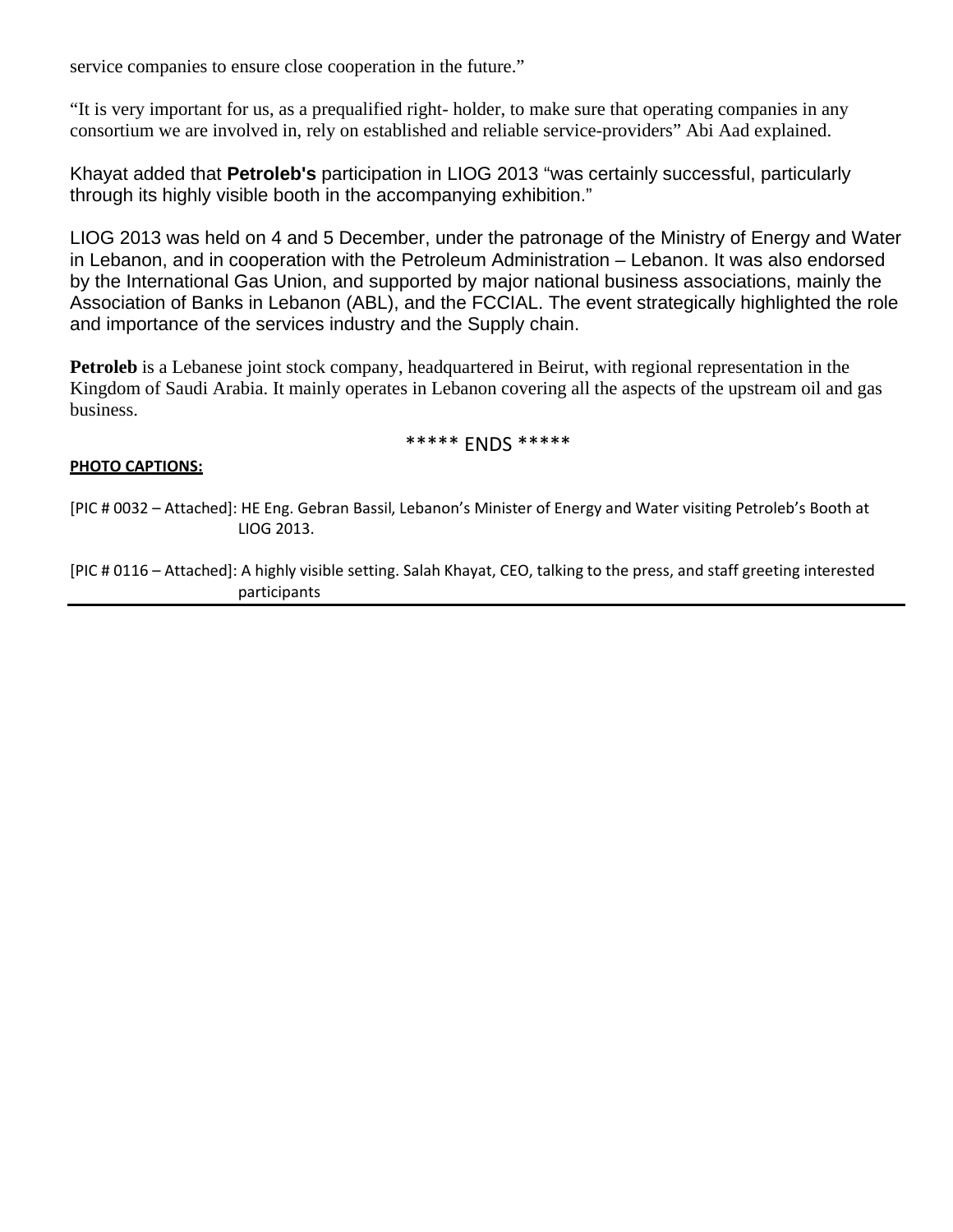service companies to ensure close cooperation in the future."

"It is very important for us, as a prequalified right- holder, to make sure that operating companies in any consortium we are involved in, rely on established and reliable service-providers" Abi Aad explained.

Khayat added that **Petroleb's** participation in LIOG 2013 "was certainly successful, particularly through its highly visible booth in the accompanying exhibition."

LIOG 2013 was held on 4 and 5 December, under the patronage of the Ministry of Energy and Water in Lebanon, and in cooperation with the Petroleum Administration – Lebanon. It was also endorsed by the International Gas Union, and supported by major national business associations, mainly the Association of Banks in Lebanon (ABL), and the FCCIAL. The event strategically highlighted the role and importance of the services industry and the Supply chain.

**Petroleb** is a Lebanese joint stock company, headquartered in Beirut, with regional representation in the Kingdom of Saudi Arabia. It mainly operates in Lebanon covering all the aspects of the upstream oil and gas business.

***** ENDS *****

**PHOTO CAPTIONS:**

[PIC # 0032 – Attached]: HE Eng. Gebran Bassil, Lebanon's Minister of Energy and Water visiting Petroleb's Booth at LIOG 2013.

[PIC # 0116 – Attached]: A highly visible setting. Salah Khayat, CEO, talking to the press, and staff greeting interested participants